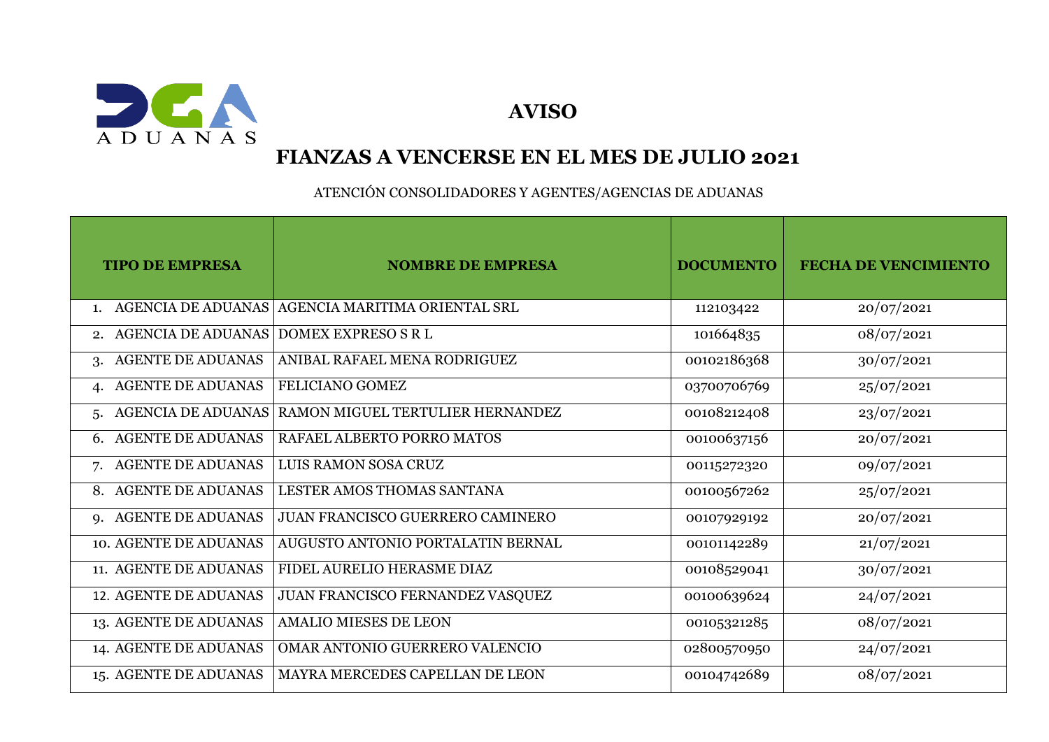# AVISO

## FIANZAS A VENCERSE EN EL MES DE JULIO 2021

ATENCIÓN CONSOLIDADORES Y AGENTES/AGENCIAS DE ADUANAS

| TIPO DE EMPRESA | NOMBRE DE EMPRESA | DOCUMENTO | FECHA DE VENCIMIENTO |
|---|---|---|---|
| 1. AGENCIA DE ADUANAS | AGENCIA MARITIMA ORIENTAL SRL | 112103422 | 20/07/2021 |
| 2. AGENCIA DE ADUANAS | DOMEX EXPRESO S R L | 101664835 | 08/07/2021 |
| 3. AGENTE DE ADUANAS | ANIBAL RAFAEL MENA RODRIGUEZ | 00102186368 | 30/07/2021 |
| 4. AGENTE DE ADUANAS | FELICIANO GOMEZ | 03700706769 | 25/07/2021 |
| 5. AGENCIA DE ADUANAS | RAMON MIGUEL TERTULIER HERNANDEZ | 00108212408 | 23/07/2021 |
| 6. AGENTE DE ADUANAS | RAFAEL ALBERTO PORRO MATOS | 00100637156 | 20/07/2021 |
| 7. AGENTE DE ADUANAS | LUIS RAMON SOSA CRUZ | 00115272320 | 09/07/2021 |
| 8. AGENTE DE ADUANAS | LESTER AMOS THOMAS SANTANA | 00100567262 | 25/07/2021 |
| 9. AGENTE DE ADUANAS | JUAN FRANCISCO GUERRERO CAMINERO | 00107929192 | 20/07/2021 |
| 10. AGENTE DE ADUANAS | AUGUSTO ANTONIO PORTALATIN BERNAL | 00101142289 | 21/07/2021 |
| 11. AGENTE DE ADUANAS | FIDEL AURELIO HERASME DIAZ | 00108529041 | 30/07/2021 |
| 12. AGENTE DE ADUANAS | JUAN FRANCISCO FERNANDEZ VASQUEZ | 00100639624 | 24/07/2021 |
| 13. AGENTE DE ADUANAS | AMALIO MIESES DE LEON | 00105321285 | 08/07/2021 |
| 14. AGENTE DE ADUANAS | OMAR ANTONIO GUERRERO VALENCIO | 02800570950 | 24/07/2021 |
| 15. AGENTE DE ADUANAS | MAYRA MERCEDES CAPELLAN DE LEON | 00104742689 | 08/07/2021 |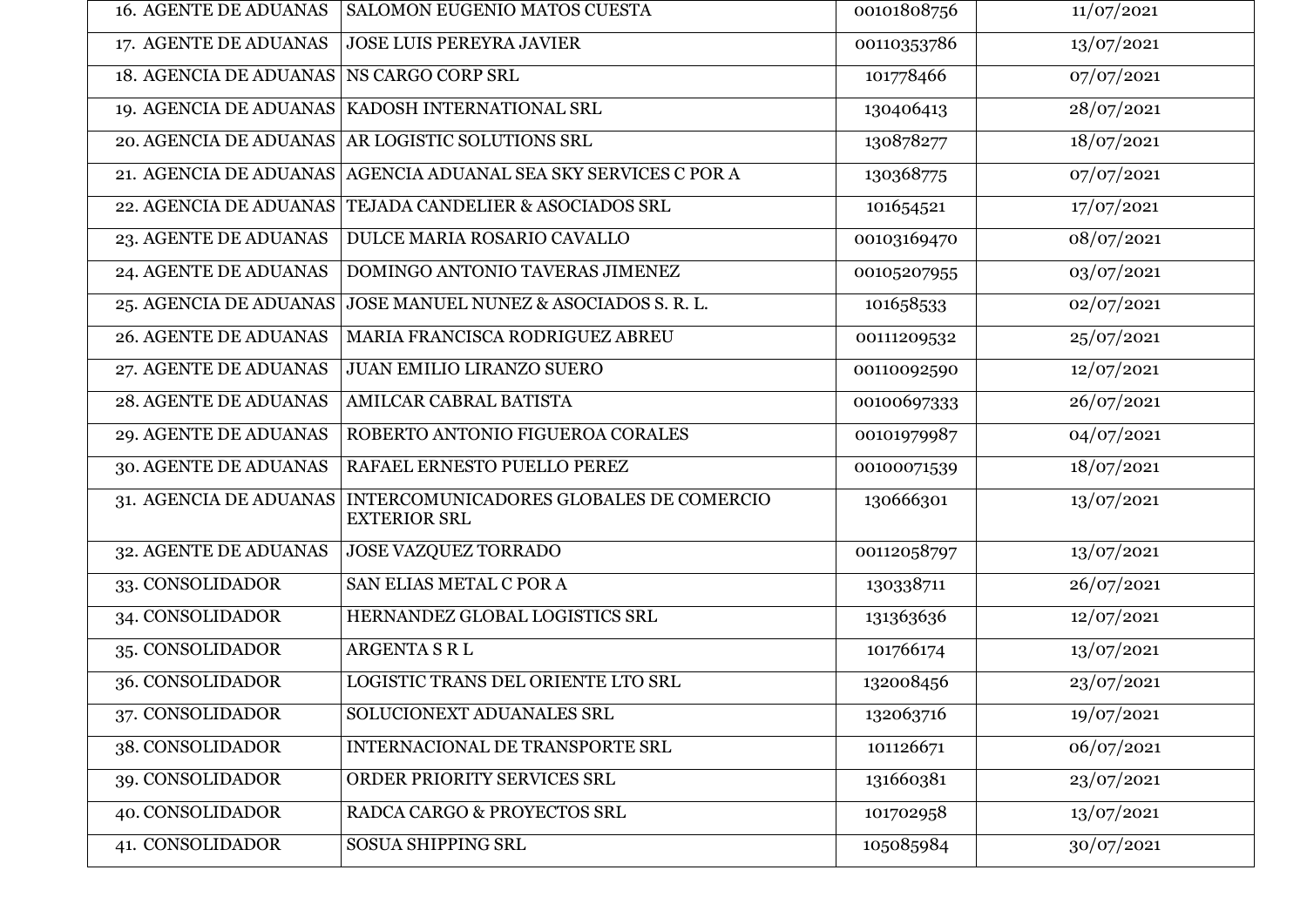| | | | |
|---|---|---|---|
| 16. AGENTE DE ADUANAS | SALOMON EUGENIO MATOS CUESTA | 00101808756 | 11/07/2021 |
| 17. AGENTE DE ADUANAS | JOSE LUIS PEREYRA JAVIER | 00110353786 | 13/07/2021 |
| 18. AGENCIA DE ADUANAS | NS CARGO CORP SRL | 101778466 | 07/07/2021 |
| 19. AGENCIA DE ADUANAS | KADOSH INTERNATIONAL SRL | 130406413 | 28/07/2021 |
| 20. AGENCIA DE ADUANAS | AR LOGISTIC SOLUTIONS SRL | 130878277 | 18/07/2021 |
| 21. AGENCIA DE ADUANAS | AGENCIA ADUANAL SEA SKY SERVICES C POR A | 130368775 | 07/07/2021 |
| 22. AGENCIA DE ADUANAS | TEJADA CANDELIER & ASOCIADOS SRL | 101654521 | 17/07/2021 |
| 23. AGENTE DE ADUANAS | DULCE MARIA ROSARIO CAVALLO | 00103169470 | 08/07/2021 |
| 24. AGENTE DE ADUANAS | DOMINGO ANTONIO TAVERAS JIMENEZ | 00105207955 | 03/07/2021 |
| 25. AGENCIA DE ADUANAS | JOSE MANUEL NUNEZ & ASOCIADOS S. R. L. | 101658533 | 02/07/2021 |
| 26. AGENTE DE ADUANAS | MARIA FRANCISCA RODRIGUEZ ABREU | 00111209532 | 25/07/2021 |
| 27. AGENTE DE ADUANAS | JUAN EMILIO LIRANZO SUERO | 00110092590 | 12/07/2021 |
| 28. AGENTE DE ADUANAS | AMILCAR CABRAL BATISTA | 00100697333 | 26/07/2021 |
| 29. AGENTE DE ADUANAS | ROBERTO ANTONIO FIGUEROA CORALES | 00101979987 | 04/07/2021 |
| 30. AGENTE DE ADUANAS | RAFAEL ERNESTO PUELLO PEREZ | 00100071539 | 18/07/2021 |
| 31. AGENCIA DE ADUANAS | INTERCOMUNICADORES GLOBALES DE COMERCIO EXTERIOR SRL | 130666301 | 13/07/2021 |
| 32. AGENTE DE ADUANAS | JOSE VAZQUEZ TORRADO | 00112058797 | 13/07/2021 |
| 33. CONSOLIDADOR | SAN ELIAS METAL C POR A | 130338711 | 26/07/2021 |
| 34. CONSOLIDADOR | HERNANDEZ GLOBAL LOGISTICS SRL | 131363636 | 12/07/2021 |
| 35. CONSOLIDADOR | ARGENTA S R L | 101766174 | 13/07/2021 |
| 36. CONSOLIDADOR | LOGISTIC TRANS DEL ORIENTE LTO SRL | 132008456 | 23/07/2021 |
| 37. CONSOLIDADOR | SOLUCIONEXT ADUANALES SRL | 132063716 | 19/07/2021 |
| 38. CONSOLIDADOR | INTERNACIONAL DE TRANSPORTE SRL | 101126671 | 06/07/2021 |
| 39. CONSOLIDADOR | ORDER PRIORITY SERVICES SRL | 131660381 | 23/07/2021 |
| 40. CONSOLIDADOR | RADCA CARGO & PROYECTOS SRL | 101702958 | 13/07/2021 |
| 41. CONSOLIDADOR | SOSUA SHIPPING SRL | 105085984 | 30/07/2021 |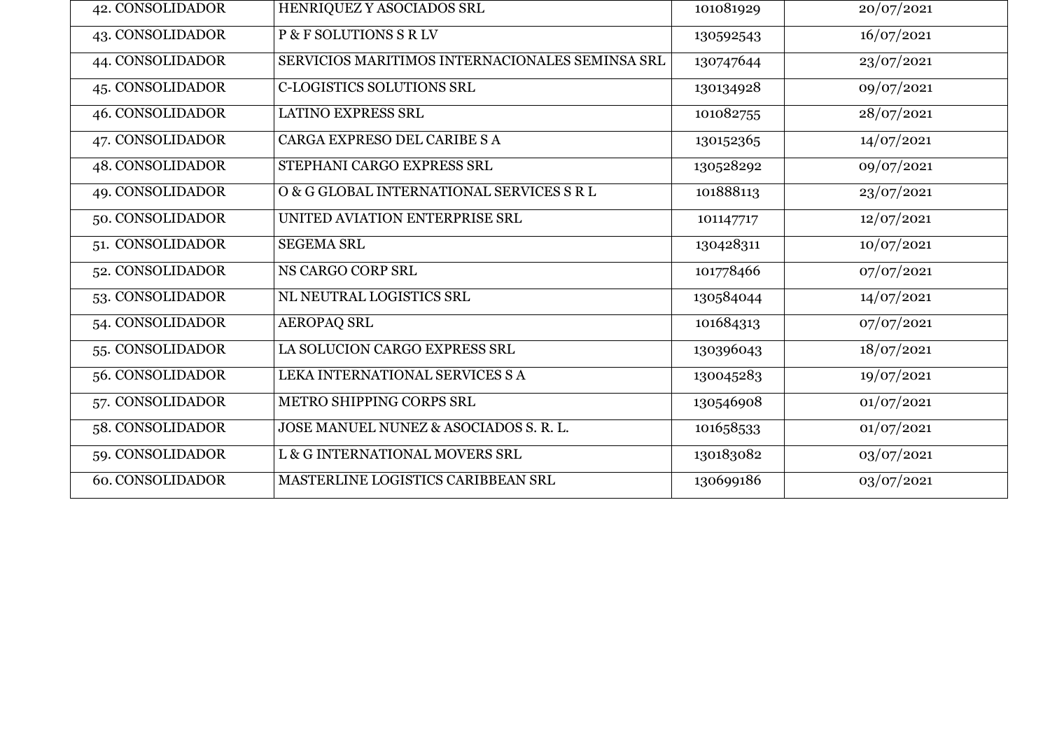| | | | |
|---|---|---|---|
| 42. CONSOLIDADOR | HENRIQUEZ Y ASOCIADOS SRL | 101081929 | 20/07/2021 |
| 43. CONSOLIDADOR | P & F SOLUTIONS S R LV | 130592543 | 16/07/2021 |
| 44. CONSOLIDADOR | SERVICIOS MARITIMOS INTERNACIONALES SEMINSA SRL | 130747644 | 23/07/2021 |
| 45. CONSOLIDADOR | C-LOGISTICS SOLUTIONS SRL | 130134928 | 09/07/2021 |
| 46. CONSOLIDADOR | LATINO EXPRESS SRL | 101082755 | 28/07/2021 |
| 47. CONSOLIDADOR | CARGA EXPRESO DEL CARIBE S A | 130152365 | 14/07/2021 |
| 48. CONSOLIDADOR | STEPHANI CARGO EXPRESS SRL | 130528292 | 09/07/2021 |
| 49. CONSOLIDADOR | O & G GLOBAL INTERNATIONAL SERVICES S R L | 101888113 | 23/07/2021 |
| 50. CONSOLIDADOR | UNITED AVIATION ENTERPRISE SRL | 101147717 | 12/07/2021 |
| 51. CONSOLIDADOR | SEGEMA SRL | 130428311 | 10/07/2021 |
| 52. CONSOLIDADOR | NS CARGO CORP SRL | 101778466 | 07/07/2021 |
| 53. CONSOLIDADOR | NL NEUTRAL LOGISTICS SRL | 130584044 | 14/07/2021 |
| 54. CONSOLIDADOR | AEROPAQ SRL | 101684313 | 07/07/2021 |
| 55. CONSOLIDADOR | LA SOLUCION CARGO EXPRESS SRL | 130396043 | 18/07/2021 |
| 56. CONSOLIDADOR | LEKA INTERNATIONAL SERVICES S A | 130045283 | 19/07/2021 |
| 57. CONSOLIDADOR | METRO SHIPPING CORPS SRL | 130546908 | 01/07/2021 |
| 58. CONSOLIDADOR | JOSE MANUEL NUNEZ & ASOCIADOS S. R. L. | 101658533 | 01/07/2021 |
| 59. CONSOLIDADOR | L & G INTERNATIONAL MOVERS SRL | 130183082 | 03/07/2021 |
| 60. CONSOLIDADOR | MASTERLINE LOGISTICS CARIBBEAN SRL | 130699186 | 03/07/2021 |